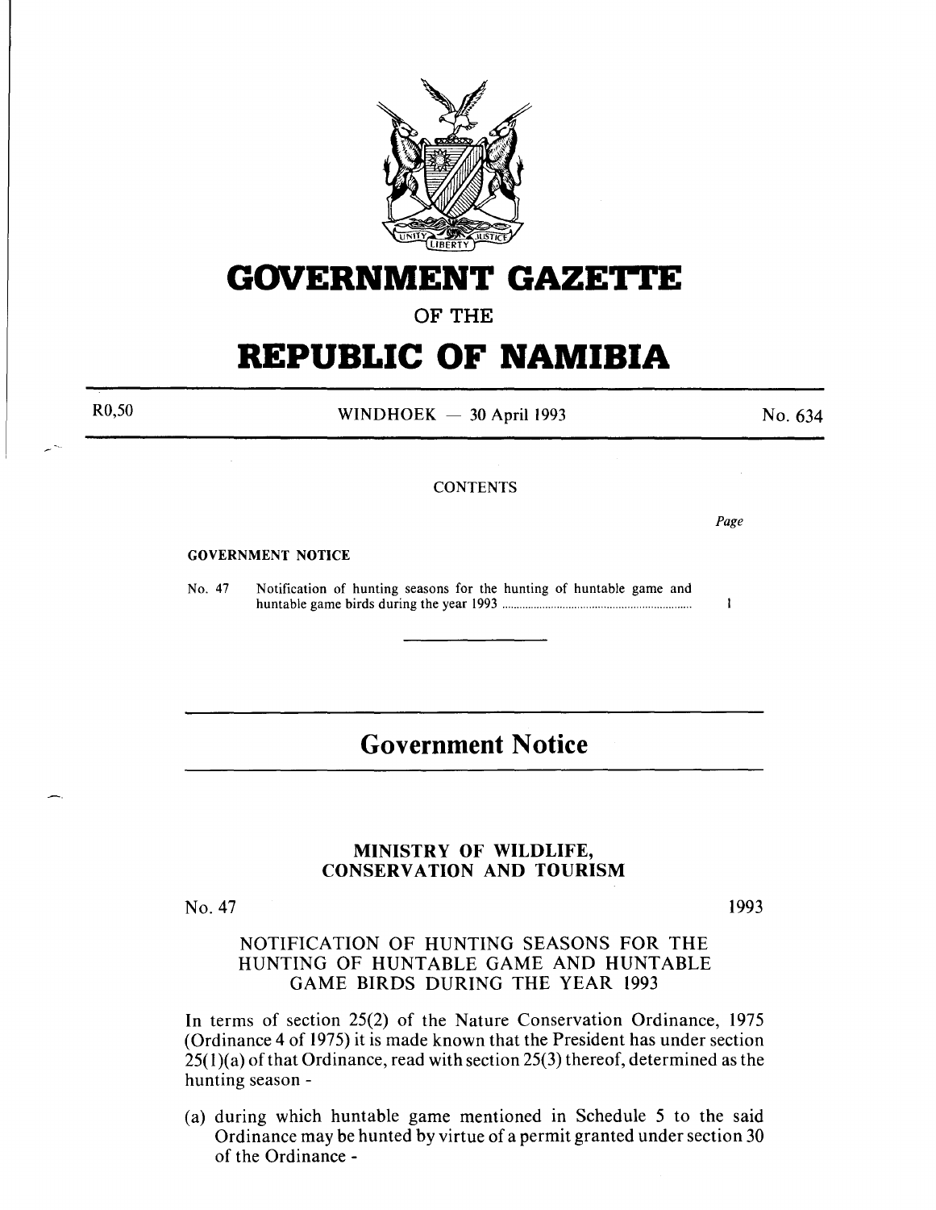# GOVERNMENT GAZETTE

OF THE

# REPUBLIC OF NAMIBIA

R0,50 WINDHOEK — 30 April 1993 No. 634

CONTENTS

*Page*

**GOVERNMENT NOTICE**

No. 47 Notification of hunting seasons for the hunting of huntable game and huntable game birds during the year 1993 ........ 1

## Government Notice

### MINISTRY OF WILDLIFE, CONSERVATION AND TOURISM

No. 47 1993

### NOTIFICATION OF HUNTING SEASONS FOR THE HUNTING OF HUNTABLE GAME AND HUNTABLE GAME BIRDS DURING THE YEAR 1993

In terms of section 25(2) of the Nature Conservation Ordinance, 1975 (Ordinance 4 of 1975) it is made known that the President has under section 25(1)(a) of that Ordinance, read with section 25(3) thereof, determined as the hunting season -

(a) during which huntable game mentioned in Schedule 5 to the said Ordinance may be hunted by virtue of a permit granted under section 30 of the Ordinance -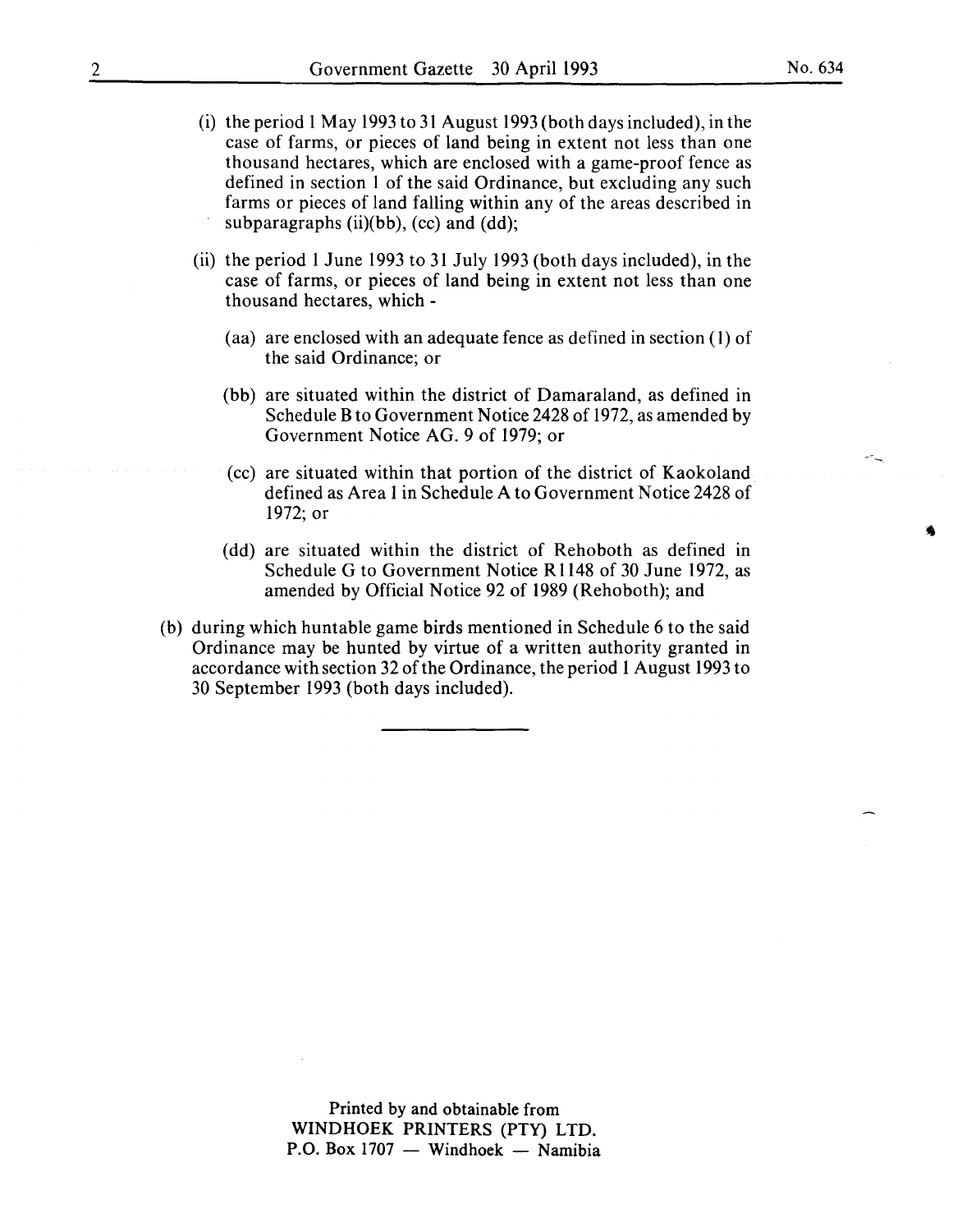(i) the period 1 May 1993 to 31 August 1993 (both days included), in the case of farms, or pieces of land being in extent not less than one thousand hectares, which are enclosed with a game-proof fence as defined in section 1 of the said Ordinance, but excluding any such farms or pieces of land falling within any of the areas described in subparagraphs (ii)(bb), (cc) and (dd);

(ii) the period 1 June 1993 to 31 July 1993 (both days included), in the case of farms, or pieces of land being in extent not less than one thousand hectares, which -

(aa) are enclosed with an adequate fence as defined in section (1) of the said Ordinance; or

(bb) are situated within the district of Damaraland, as defined in Schedule B to Government Notice 2428 of 1972, as amended by Government Notice AG. 9 of 1979; or

(cc) are situated within that portion of the district of Kaokoland defined as Area 1 in Schedule A to Government Notice 2428 of 1972; or

(dd) are situated within the district of Rehoboth as defined in Schedule G to Government Notice R1148 of 30 June 1972, as amended by Official Notice 92 of 1989 (Rehoboth); and

(b) during which huntable game birds mentioned in Schedule 6 to the said Ordinance may be hunted by virtue of a written authority granted in accordance with section 32 of the Ordinance, the period 1 August 1993 to 30 September 1993 (both days included).

---

Printed by and obtainable from
WINDHOEK PRINTERS (PTY) LTD.
P.O. Box 1707 — Windhoek — Namibia